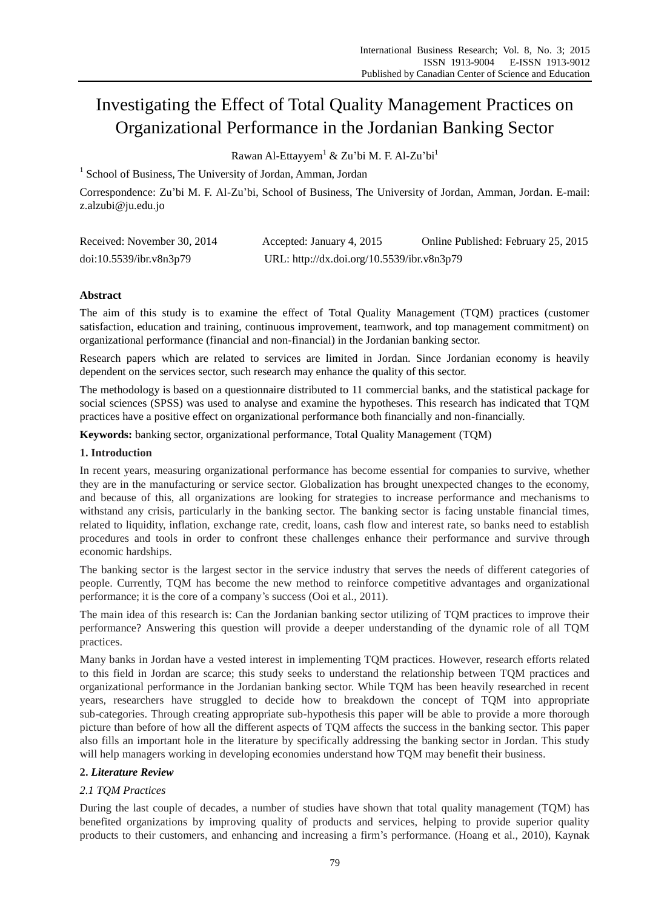# Investigating the Effect of Total Quality Management Practices on Organizational Performance in the Jordanian Banking Sector

Rawan Al-Ettayyem[1] & Zu'bi M. F. Al-Zu'bi[1]

[1] School of Business, The University of Jordan, Amman, Jordan

Correspondence: Zu'bi M. F. Al-Zu'bi, School of Business, The University of Jordan, Amman, Jordan. E-mail: z.alzubi@ju.edu.jo

Received: November 30, 2014 Accepted: January 4, 2015 Online Published: February 25, 2015

doi:10.5539/ibr.v8n3p79 URL: http://dx.doi.org/10.5539/ibr.v8n3p79

## Abstract

The aim of this study is to examine the effect of Total Quality Management (TQM) practices (customer satisfaction, education and training, continuous improvement, teamwork, and top management commitment) on organizational performance (financial and non-financial) in the Jordanian banking sector.

Research papers which are related to services are limited in Jordan. Since Jordanian economy is heavily dependent on the services sector, such research may enhance the quality of this sector.

The methodology is based on a questionnaire distributed to 11 commercial banks, and the statistical package for social sciences (SPSS) was used to analyse and examine the hypotheses. This research has indicated that TQM practices have a positive effect on organizational performance both financially and non-financially.

**Keywords:** banking sector, organizational performance, Total Quality Management (TQM)

## 1. Introduction

In recent years, measuring organizational performance has become essential for companies to survive, whether they are in the manufacturing or service sector. Globalization has brought unexpected changes to the economy, and because of this, all organizations are looking for strategies to increase performance and mechanisms to withstand any crisis, particularly in the banking sector. The banking sector is facing unstable financial times, related to liquidity, inflation, exchange rate, credit, loans, cash flow and interest rate, so banks need to establish procedures and tools in order to confront these challenges enhance their performance and survive through economic hardships.

The banking sector is the largest sector in the service industry that serves the needs of different categories of people. Currently, TQM has become the new method to reinforce competitive advantages and organizational performance; it is the core of a company's success (Ooi et al., 2011).

The main idea of this research is: Can the Jordanian banking sector utilizing of TQM practices to improve their performance? Answering this question will provide a deeper understanding of the dynamic role of all TQM practices.

Many banks in Jordan have a vested interest in implementing TQM practices. However, research efforts related to this field in Jordan are scarce; this study seeks to understand the relationship between TQM practices and organizational performance in the Jordanian banking sector. While TQM has been heavily researched in recent years, researchers have struggled to decide how to breakdown the concept of TQM into appropriate sub-categories. Through creating appropriate sub-hypothesis this paper will be able to provide a more thorough picture than before of how all the different aspects of TQM affects the success in the banking sector. This paper also fills an important hole in the literature by specifically addressing the banking sector in Jordan. This study will help managers working in developing economies understand how TQM may benefit their business.

## 2. *Literature Review*

### *2.1 TQM Practices*

During the last couple of decades, a number of studies have shown that total quality management (TQM) has benefited organizations by improving quality of products and services, helping to provide superior quality products to their customers, and enhancing and increasing a firm's performance. (Hoang et al., 2010), Kaynak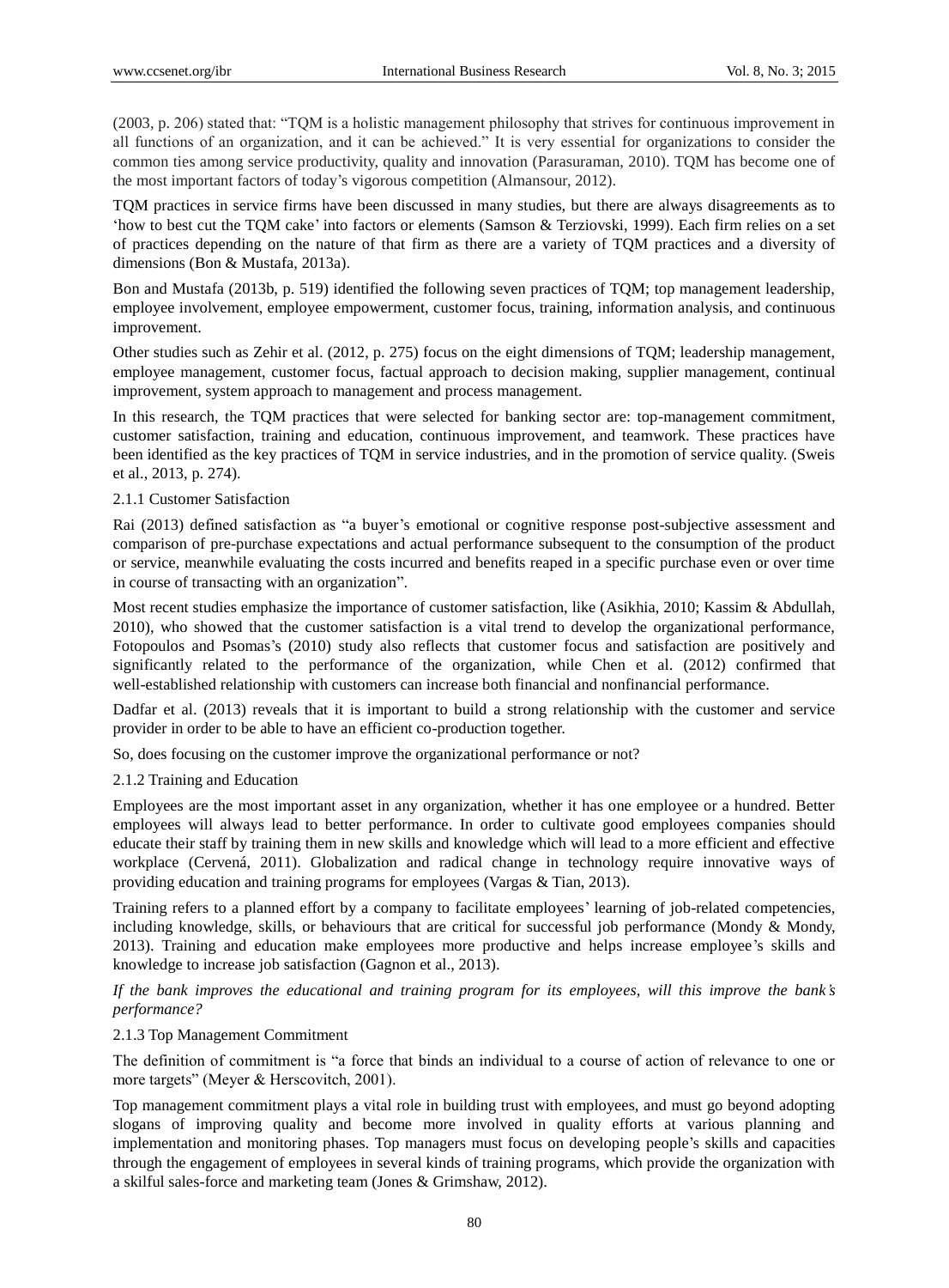(2003, p. 206) stated that: "TQM is a holistic management philosophy that strives for continuous improvement in all functions of an organization, and it can be achieved." It is very essential for organizations to consider the common ties among service productivity, quality and innovation (Parasuraman, 2010). TQM has become one of the most important factors of today's vigorous competition (Almansour, 2012).

TQM practices in service firms have been discussed in many studies, but there are always disagreements as to 'how to best cut the TQM cake' into factors or elements (Samson & Terziovski, 1999). Each firm relies on a set of practices depending on the nature of that firm as there are a variety of TQM practices and a diversity of dimensions (Bon & Mustafa, 2013a).

Bon and Mustafa (2013b, p. 519) identified the following seven practices of TQM; top management leadership, employee involvement, employee empowerment, customer focus, training, information analysis, and continuous improvement.

Other studies such as Zehir et al. (2012, p. 275) focus on the eight dimensions of TQM; leadership management, employee management, customer focus, factual approach to decision making, supplier management, continual improvement, system approach to management and process management.

In this research, the TQM practices that were selected for banking sector are: top-management commitment, customer satisfaction, training and education, continuous improvement, and teamwork. These practices have been identified as the key practices of TQM in service industries, and in the promotion of service quality. (Sweis et al., 2013, p. 274).

### 2.1.1 Customer Satisfaction

Rai (2013) defined satisfaction as "a buyer's emotional or cognitive response post-subjective assessment and comparison of pre-purchase expectations and actual performance subsequent to the consumption of the product or service, meanwhile evaluating the costs incurred and benefits reaped in a specific purchase even or over time in course of transacting with an organization".

Most recent studies emphasize the importance of customer satisfaction, like (Asikhia, 2010; Kassim & Abdullah, 2010), who showed that the customer satisfaction is a vital trend to develop the organizational performance, Fotopoulos and Psomas's (2010) study also reflects that customer focus and satisfaction are positively and significantly related to the performance of the organization, while Chen et al. (2012) confirmed that well-established relationship with customers can increase both financial and nonfinancial performance.

Dadfar et al. (2013) reveals that it is important to build a strong relationship with the customer and service provider in order to be able to have an efficient co-production together.

So, does focusing on the customer improve the organizational performance or not?

### 2.1.2 Training and Education

Employees are the most important asset in any organization, whether it has one employee or a hundred. Better employees will always lead to better performance. In order to cultivate good employees companies should educate their staff by training them in new skills and knowledge which will lead to a more efficient and effective workplace (Cervená, 2011). Globalization and radical change in technology require innovative ways of providing education and training programs for employees (Vargas & Tian, 2013).

Training refers to a planned effort by a company to facilitate employees' learning of job-related competencies, including knowledge, skills, or behaviours that are critical for successful job performance (Mondy & Mondy, 2013). Training and education make employees more productive and helps increase employee's skills and knowledge to increase job satisfaction (Gagnon et al., 2013).

*If the bank improves the educational and training program for its employees, will this improve the bank's performance?*

### 2.1.3 Top Management Commitment

The definition of commitment is "a force that binds an individual to a course of action of relevance to one or more targets" (Meyer & Herscovitch, 2001).

Top management commitment plays a vital role in building trust with employees, and must go beyond adopting slogans of improving quality and become more involved in quality efforts at various planning and implementation and monitoring phases. Top managers must focus on developing people's skills and capacities through the engagement of employees in several kinds of training programs, which provide the organization with a skilful sales-force and marketing team (Jones & Grimshaw, 2012).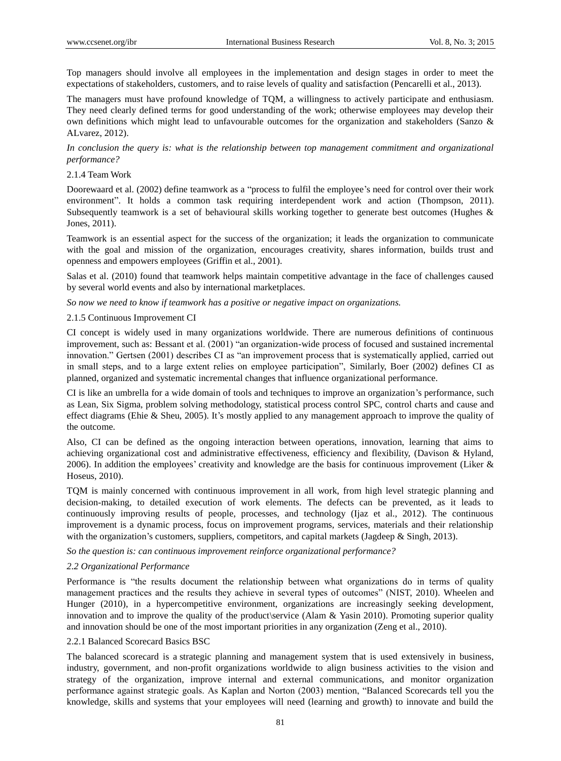Top managers should involve all employees in the implementation and design stages in order to meet the expectations of stakeholders, customers, and to raise levels of quality and satisfaction (Pencarelli et al., 2013).

The managers must have profound knowledge of TQM, a willingness to actively participate and enthusiasm. They need clearly defined terms for good understanding of the work; otherwise employees may develop their own definitions which might lead to unfavourable outcomes for the organization and stakeholders (Sanzo & ALvarez, 2012).

*In conclusion the query is: what is the relationship between top management commitment and organizational performance?*

#### 2.1.4 Team Work

Doorewaard et al. (2002) define teamwork as a "process to fulfil the employee's need for control over their work environment". It holds a common task requiring interdependent work and action (Thompson, 2011). Subsequently teamwork is a set of behavioural skills working together to generate best outcomes (Hughes & Jones, 2011).

Teamwork is an essential aspect for the success of the organization; it leads the organization to communicate with the goal and mission of the organization, encourages creativity, shares information, builds trust and openness and empowers employees (Griffin et al., 2001).

Salas et al. (2010) found that teamwork helps maintain competitive advantage in the face of challenges caused by several world events and also by international marketplaces.

*So now we need to know if teamwork has a positive or negative impact on organizations.*

#### 2.1.5 Continuous Improvement CI

CI concept is widely used in many organizations worldwide. There are numerous definitions of continuous improvement, such as: Bessant et al. (2001) "an organization-wide process of focused and sustained incremental innovation." Gertsen (2001) describes CI as "an improvement process that is systematically applied, carried out in small steps, and to a large extent relies on employee participation", Similarly, Boer (2002) defines CI as planned, organized and systematic incremental changes that influence organizational performance.

CI is like an umbrella for a wide domain of tools and techniques to improve an organization's performance, such as Lean, Six Sigma, problem solving methodology, statistical process control SPC, control charts and cause and effect diagrams (Ehie & Sheu, 2005). It's mostly applied to any management approach to improve the quality of the outcome.

Also, CI can be defined as the ongoing interaction between operations, innovation, learning that aims to achieving organizational cost and administrative effectiveness, efficiency and flexibility, (Davison & Hyland, 2006). In addition the employees' creativity and knowledge are the basis for continuous improvement (Liker & Hoseus, 2010).

TQM is mainly concerned with continuous improvement in all work, from high level strategic planning and decision-making, to detailed execution of work elements. The defects can be prevented, as it leads to continuously improving results of people, processes, and technology (Ijaz et al., 2012). The continuous improvement is a dynamic process, focus on improvement programs, services, materials and their relationship with the organization's customers, suppliers, competitors, and capital markets (Jagdeep & Singh, 2013).

*So the question is: can continuous improvement reinforce organizational performance?*

### *2.2 Organizational Performance*

Performance is "the results document the relationship between what organizations do in terms of quality management practices and the results they achieve in several types of outcomes" (NIST, 2010). Wheelen and Hunger (2010), in a hypercompetitive environment, organizations are increasingly seeking development, innovation and to improve the quality of the product\service (Alam & Yasin 2010). Promoting superior quality and innovation should be one of the most important priorities in any organization (Zeng et al., 2010).

#### 2.2.1 Balanced Scorecard Basics BSC

The balanced scorecard is a strategic planning and management system that is used extensively in business, industry, government, and non-profit organizations worldwide to align business activities to the vision and strategy of the organization, improve internal and external communications, and monitor organization performance against strategic goals. As Kaplan and Norton (2003) mention, "Balanced Scorecards tell you the knowledge, skills and systems that your employees will need (learning and growth) to innovate and build the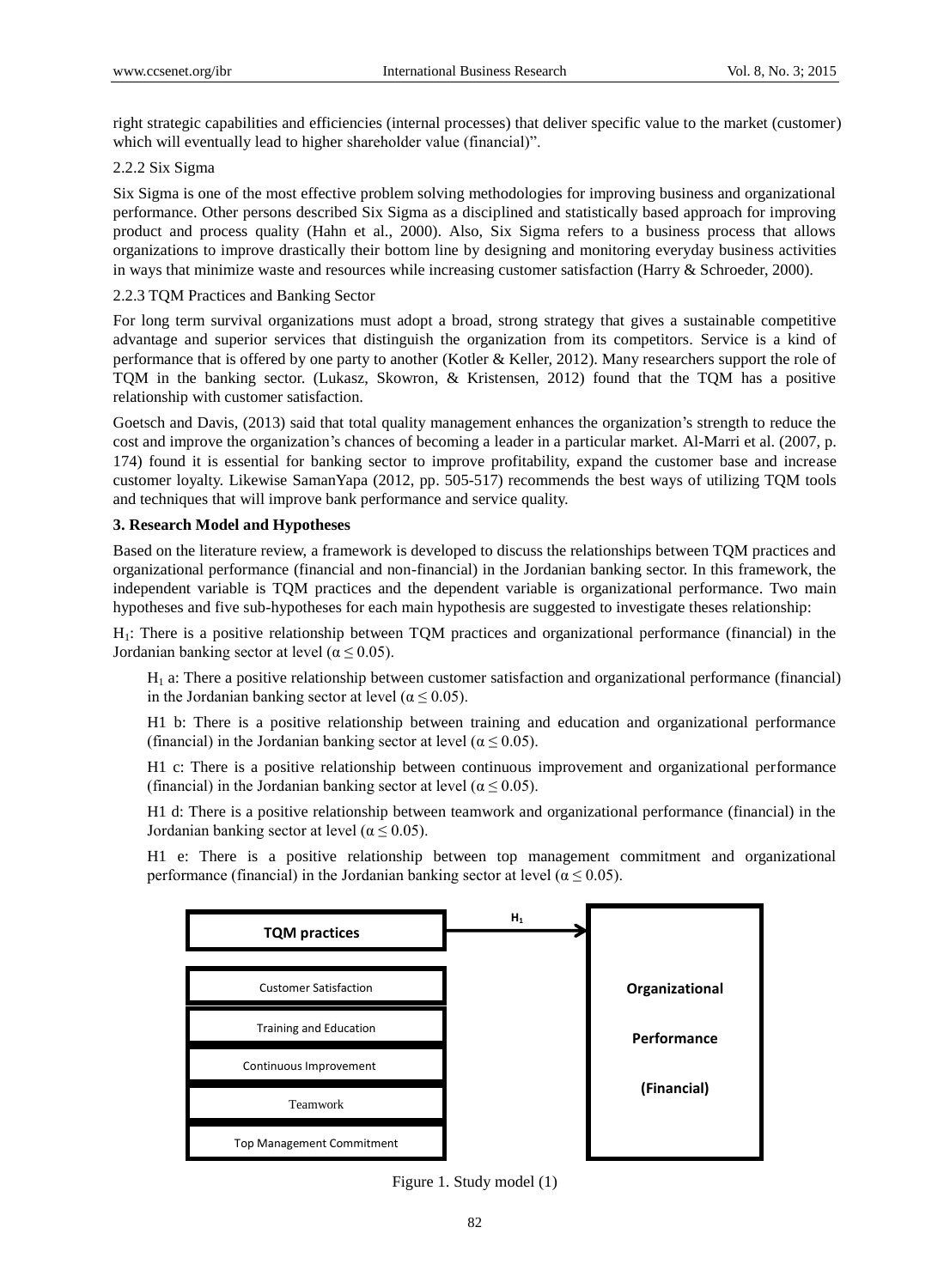right strategic capabilities and efficiencies (internal processes) that deliver specific value to the market (customer) which will eventually lead to higher shareholder value (financial)".

#### 2.2.2 Six Sigma

Six Sigma is one of the most effective problem solving methodologies for improving business and organizational performance. Other persons described Six Sigma as a disciplined and statistically based approach for improving product and process quality (Hahn et al., 2000). Also, Six Sigma refers to a business process that allows organizations to improve drastically their bottom line by designing and monitoring everyday business activities in ways that minimize waste and resources while increasing customer satisfaction (Harry & Schroeder, 2000).

#### 2.2.3 TQM Practices and Banking Sector

For long term survival organizations must adopt a broad, strong strategy that gives a sustainable competitive advantage and superior services that distinguish the organization from its competitors. Service is a kind of performance that is offered by one party to another (Kotler & Keller, 2012). Many researchers support the role of TQM in the banking sector. (Lukasz, Skowron, & Kristensen, 2012) found that the TQM has a positive relationship with customer satisfaction.

Goetsch and Davis, (2013) said that total quality management enhances the organization's strength to reduce the cost and improve the organization's chances of becoming a leader in a particular market. Al-Marri et al. (2007, p. 174) found it is essential for banking sector to improve profitability, expand the customer base and increase customer loyalty. Likewise SamanYapa (2012, pp. 505-517) recommends the best ways of utilizing TQM tools and techniques that will improve bank performance and service quality.

## 3. Research Model and Hypotheses

Based on the literature review, a framework is developed to discuss the relationships between TQM practices and organizational performance (financial and non-financial) in the Jordanian banking sector. In this framework, the independent variable is TQM practices and the dependent variable is organizational performance. Two main hypotheses and five sub-hypotheses for each main hypothesis are suggested to investigate theses relationship:

$H_1$: There is a positive relationship between TQM practices and organizational performance (financial) in the Jordanian banking sector at level ($\alpha \leq 0.05$).

$H_1$ a: There a positive relationship between customer satisfaction and organizational performance (financial) in the Jordanian banking sector at level ($\alpha \leq 0.05$).

H1 b: There is a positive relationship between training and education and organizational performance (financial) in the Jordanian banking sector at level ($\alpha \leq 0.05$).

H1 c: There is a positive relationship between continuous improvement and organizational performance (financial) in the Jordanian banking sector at level ($\alpha \leq 0.05$).

H1 d: There is a positive relationship between teamwork and organizational performance (financial) in the Jordanian banking sector at level ($\alpha \leq 0.05$).

H1 e: There is a positive relationship between top management commitment and organizational performance (financial) in the Jordanian banking sector at level ($\alpha \leq 0.05$).

| TQM practices | $H_1$ → | Organizational Performance (Financial) |
|---|---|---|
| Customer Satisfaction | | |
| Training and Education | | |
| Continuous Improvement | | |
| Teamwork | | |
| Top Management Commitment | | |

Figure 1. Study model (1)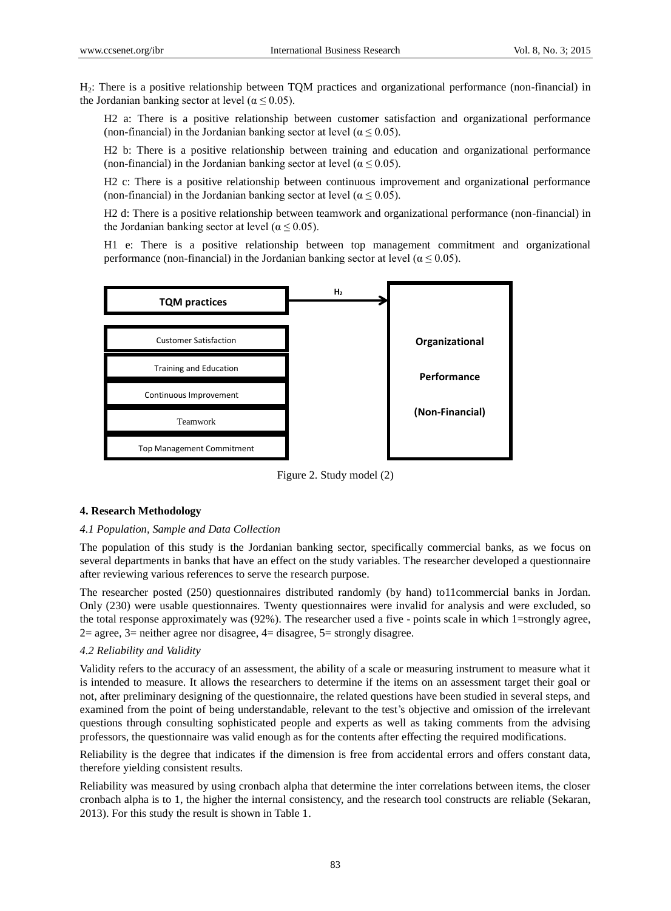$H_2$: There is a positive relationship between TQM practices and organizational performance (non-financial) in the Jordanian banking sector at level ($\alpha \leq 0.05$).

H2 a: There is a positive relationship between customer satisfaction and organizational performance (non-financial) in the Jordanian banking sector at level ($\alpha \leq 0.05$).

H2 b: There is a positive relationship between training and education and organizational performance (non-financial) in the Jordanian banking sector at level ($\alpha \leq 0.05$).

H2 c: There is a positive relationship between continuous improvement and organizational performance (non-financial) in the Jordanian banking sector at level ($\alpha \leq 0.05$).

H2 d: There is a positive relationship between teamwork and organizational performance (non-financial) in the Jordanian banking sector at level ($\alpha \leq 0.05$).

H1 e: There is a positive relationship between top management commitment and organizational performance (non-financial) in the Jordanian banking sector at level ($\alpha \leq 0.05$).

**TQM practices** → $H_2$ → **Organizational Performance (Non-Financial)**

- Customer Satisfaction
- Training and Education
- Continuous Improvement
- Teamwork
- Top Management Commitment

Figure 2. Study model (2)

## 4. Research Methodology

### *4.1 Population, Sample and Data Collection*

The population of this study is the Jordanian banking sector, specifically commercial banks, as we focus on several departments in banks that have an effect on the study variables. The researcher developed a questionnaire after reviewing various references to serve the research purpose.

The researcher posted (250) questionnaires distributed randomly (by hand) to11commercial banks in Jordan. Only (230) were usable questionnaires. Twenty questionnaires were invalid for analysis and were excluded, so the total response approximately was (92%). The researcher used a five - points scale in which 1=strongly agree, 2= agree, 3= neither agree nor disagree, 4= disagree, 5= strongly disagree.

### *4.2 Reliability and Validity*

Validity refers to the accuracy of an assessment, the ability of a scale or measuring instrument to measure what it is intended to measure. It allows the researchers to determine if the items on an assessment target their goal or not, after preliminary designing of the questionnaire, the related questions have been studied in several steps, and examined from the point of being understandable, relevant to the test's objective and omission of the irrelevant questions through consulting sophisticated people and experts as well as taking comments from the advising professors, the questionnaire was valid enough as for the contents after effecting the required modifications.

Reliability is the degree that indicates if the dimension is free from accidental errors and offers constant data, therefore yielding consistent results.

Reliability was measured by using cronbach alpha that determine the inter correlations between items, the closer cronbach alpha is to 1, the higher the internal consistency, and the research tool constructs are reliable (Sekaran, 2013). For this study the result is shown in Table 1.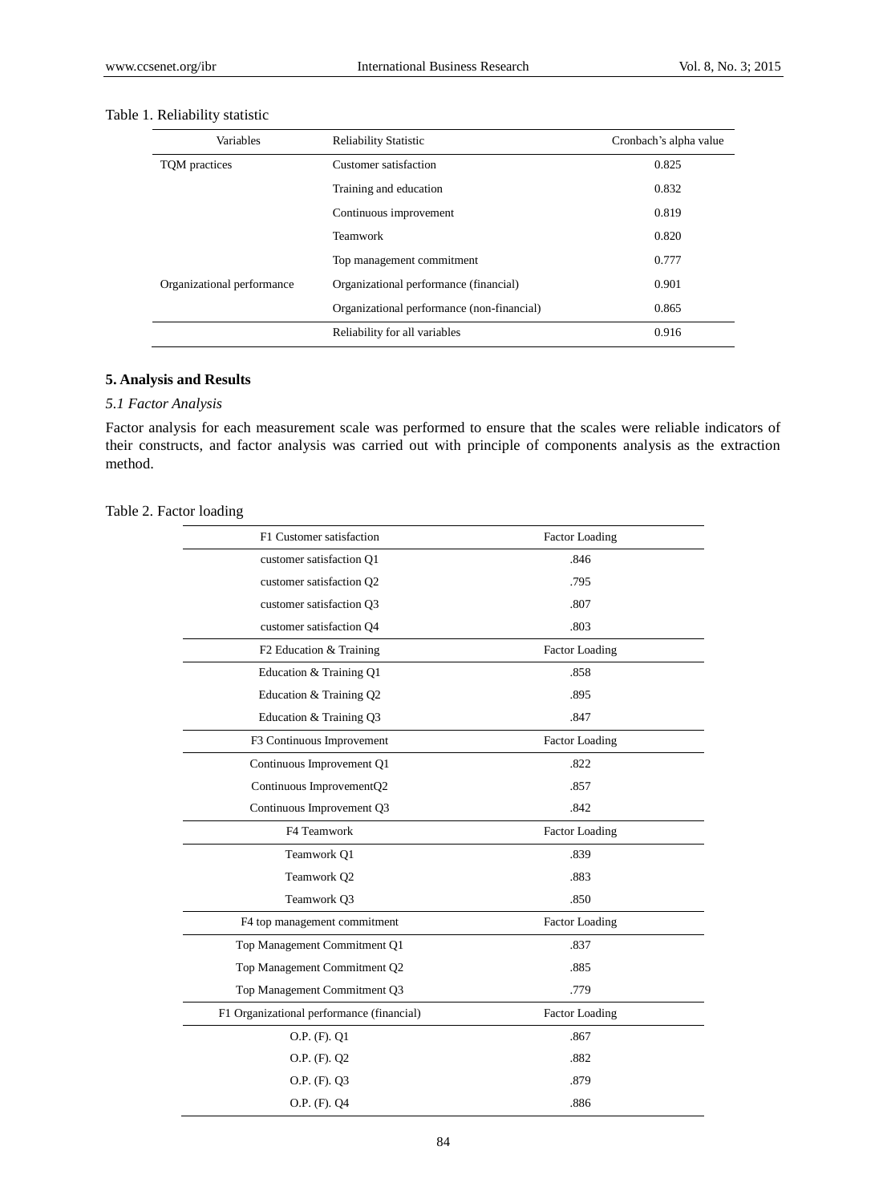Table 1. Reliability statistic

| Variables | Reliability Statistic | Cronbach's alpha value |
|---|---|---|
| TQM practices | Customer satisfaction | 0.825 |
| | Training and education | 0.832 |
| | Continuous improvement | 0.819 |
| | Teamwork | 0.820 |
| | Top management commitment | 0.777 |
| Organizational performance | Organizational performance (financial) | 0.901 |
| | Organizational performance (non-financial) | 0.865 |
| | Reliability for all variables | 0.916 |

## 5. Analysis and Results

### *5.1 Factor Analysis*

Factor analysis for each measurement scale was performed to ensure that the scales were reliable indicators of their constructs, and factor analysis was carried out with principle of components analysis as the extraction method.

Table 2. Factor loading

| F1 Customer satisfaction | Factor Loading |
|---|---|
| customer satisfaction Q1 | .846 |
| customer satisfaction Q2 | .795 |
| customer satisfaction Q3 | .807 |
| customer satisfaction Q4 | .803 |
| F2 Education & Training | Factor Loading |
| Education & Training Q1 | .858 |
| Education & Training Q2 | .895 |
| Education & Training Q3 | .847 |
| F3 Continuous Improvement | Factor Loading |
| Continuous Improvement Q1 | .822 |
| Continuous ImprovementQ2 | .857 |
| Continuous Improvement Q3 | .842 |
| F4 Teamwork | Factor Loading |
| Teamwork Q1 | .839 |
| Teamwork Q2 | .883 |
| Teamwork Q3 | .850 |
| F4 top management commitment | Factor Loading |
| Top Management Commitment Q1 | .837 |
| Top Management Commitment Q2 | .885 |
| Top Management Commitment Q3 | .779 |
| F1 Organizational performance (financial) | Factor Loading |
| O.P. (F). Q1 | .867 |
| O.P. (F). Q2 | .882 |
| O.P. (F). Q3 | .879 |
| O.P. (F). Q4 | .886 |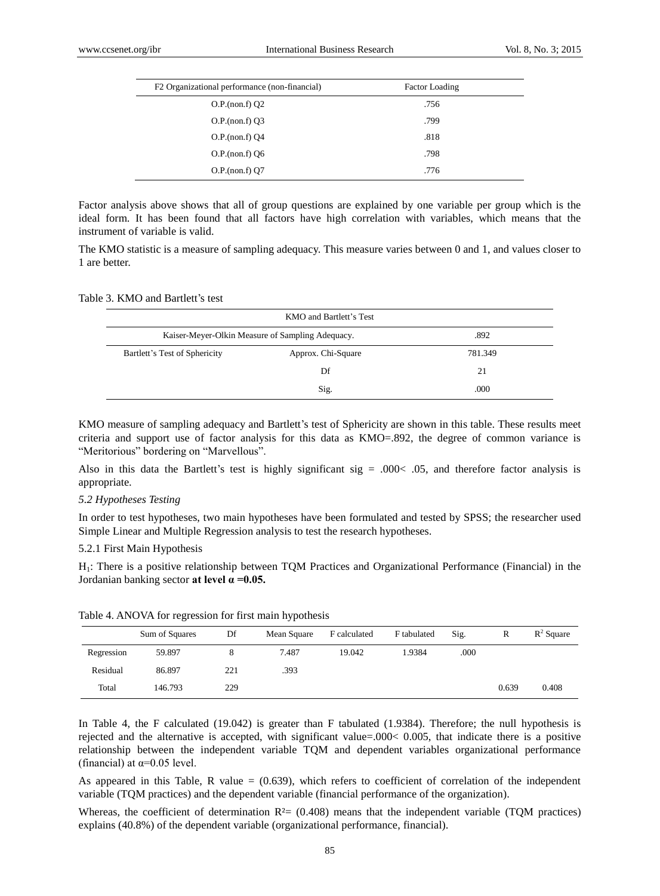| F2 Organizational performance (non-financial) | Factor Loading |
|---|---|
| O.P.(non.f) Q2 | .756 |
| O.P.(non.f) Q3 | .799 |
| O.P.(non.f) Q4 | .818 |
| O.P.(non.f) Q6 | .798 |
| O.P.(non.f) Q7 | .776 |

Factor analysis above shows that all of group questions are explained by one variable per group which is the ideal form. It has been found that all factors have high correlation with variables, which means that the instrument of variable is valid.

The KMO statistic is a measure of sampling adequacy. This measure varies between 0 and 1, and values closer to 1 are better.

Table 3. KMO and Bartlett's test

| KMO and Bartlett's Test | | |
|---|---|---|
| Kaiser-Meyer-Olkin Measure of Sampling Adequacy. | | .892 |
| Bartlett's Test of Sphericity | Approx. Chi-Square | 781.349 |
| | Df | 21 |
| | Sig. | .000 |

KMO measure of sampling adequacy and Bartlett's test of Sphericity are shown in this table. These results meet criteria and support use of factor analysis for this data as KMO=.892, the degree of common variance is "Meritorious" bordering on "Marvellous".

Also in this data the Bartlett's test is highly significant sig = .000< .05, and therefore factor analysis is appropriate.

*5.2 Hypotheses Testing*

In order to test hypotheses, two main hypotheses have been formulated and tested by SPSS; the researcher used Simple Linear and Multiple Regression analysis to test the research hypotheses.

5.2.1 First Main Hypothesis

$H_1$: There is a positive relationship between TQM Practices and Organizational Performance (Financial) in the Jordanian banking sector **at level α =0.05.**

Table 4. ANOVA for regression for first main hypothesis

| | Sum of Squares | Df | Mean Square | F calculated | F tabulated | Sig. | R | $R^2$ Square |
|---|---|---|---|---|---|---|---|---|
| Regression | 59.897 | 8 | 7.487 | 19.042 | 1.9384 | .000 | | |
| Residual | 86.897 | 221 | .393 | | | | | |
| Total | 146.793 | 229 | | | | | 0.639 | 0.408 |

In Table 4, the F calculated (19.042) is greater than F tabulated (1.9384). Therefore; the null hypothesis is rejected and the alternative is accepted, with significant value=.000< 0.005, that indicate there is a positive relationship between the independent variable TQM and dependent variables organizational performance (financial) at α=0.05 level.

As appeared in this Table, R value = (0.639), which refers to coefficient of correlation of the independent variable (TQM practices) and the dependent variable (financial performance of the organization).

Whereas, the coefficient of determination $R^2$= (0.408) means that the independent variable (TQM practices) explains (40.8%) of the dependent variable (organizational performance, financial).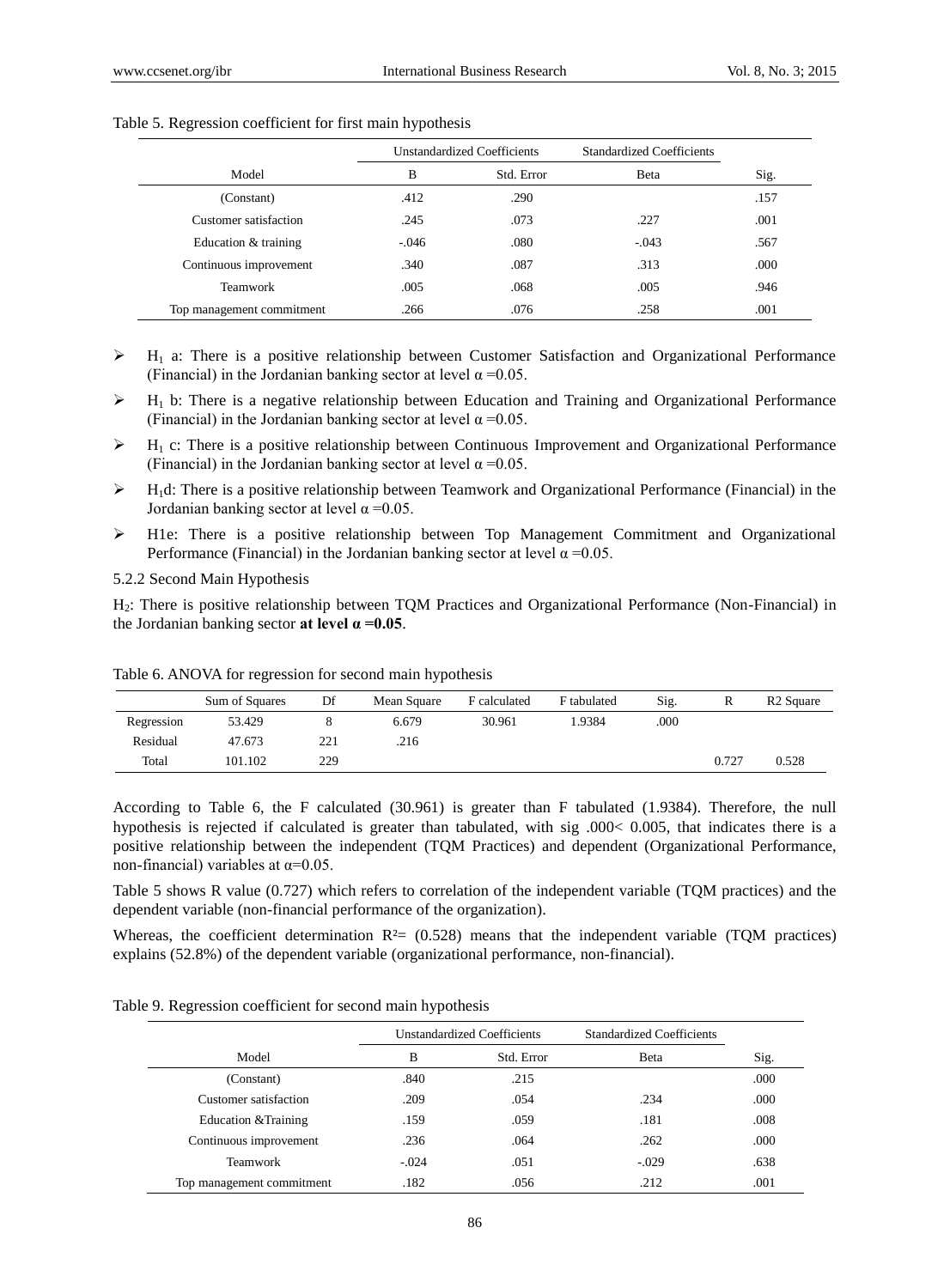Table 5. Regression coefficient for first main hypothesis

| Model | Unstandardized Coefficients | | Standardized Coefficients | Sig. |
|---|---|---|---|---|
| | B | Std. Error | Beta | |
| (Constant) | .412 | .290 | | .157 |
| Customer satisfaction | .245 | .073 | .227 | .001 |
| Education & training | -.046 | .080 | -.043 | .567 |
| Continuous improvement | .340 | .087 | .313 | .000 |
| Teamwork | .005 | .068 | .005 | .946 |
| Top management commitment | .266 | .076 | .258 | .001 |

- $H_1$ a: There is a positive relationship between Customer Satisfaction and Organizational Performance (Financial) in the Jordanian banking sector at level $\alpha$ =0.05.
- $H_1$ b: There is a negative relationship between Education and Training and Organizational Performance (Financial) in the Jordanian banking sector at level $\alpha$ =0.05.
- $H_1$ c: There is a positive relationship between Continuous Improvement and Organizational Performance (Financial) in the Jordanian banking sector at level $\alpha$ =0.05.
- $H_1$d: There is a positive relationship between Teamwork and Organizational Performance (Financial) in the Jordanian banking sector at level $\alpha$ =0.05.
- H1e: There is a positive relationship between Top Management Commitment and Organizational Performance (Financial) in the Jordanian banking sector at level $\alpha$ =0.05.

5.2.2 Second Main Hypothesis

$H_2$: There is positive relationship between TQM Practices and Organizational Performance (Non-Financial) in the Jordanian banking sector **at level $\alpha$ =0.05**.

Table 6. ANOVA for regression for second main hypothesis

| | Sum of Squares | Df | Mean Square | F calculated | F tabulated | Sig. | R | R2 Square |
|---|---|---|---|---|---|---|---|---|
| Regression | 53.429 | 8 | 6.679 | 30.961 | 1.9384 | .000 | | |
| Residual | 47.673 | 221 | .216 | | | | | |
| Total | 101.102 | 229 | | | | | 0.727 | 0.528 |

According to Table 6, the F calculated (30.961) is greater than F tabulated (1.9384). Therefore, the null hypothesis is rejected if calculated is greater than tabulated, with sig .000< 0.005, that indicates there is a positive relationship between the independent (TQM Practices) and dependent (Organizational Performance, non-financial) variables at $\alpha$=0.05.

Table 5 shows R value (0.727) which refers to correlation of the independent variable (TQM practices) and the dependent variable (non-financial performance of the organization).

Whereas, the coefficient determination $R^2$= (0.528) means that the independent variable (TQM practices) explains (52.8%) of the dependent variable (organizational performance, non-financial).

Table 9. Regression coefficient for second main hypothesis

| Model | Unstandardized Coefficients | | Standardized Coefficients | Sig. |
|---|---|---|---|---|
| | B | Std. Error | Beta | |
| (Constant) | .840 | .215 | | .000 |
| Customer satisfaction | .209 | .054 | .234 | .000 |
| Education &Training | .159 | .059 | .181 | .008 |
| Continuous improvement | .236 | .064 | .262 | .000 |
| Teamwork | -.024 | .051 | -.029 | .638 |
| Top management commitment | .182 | .056 | .212 | .001 |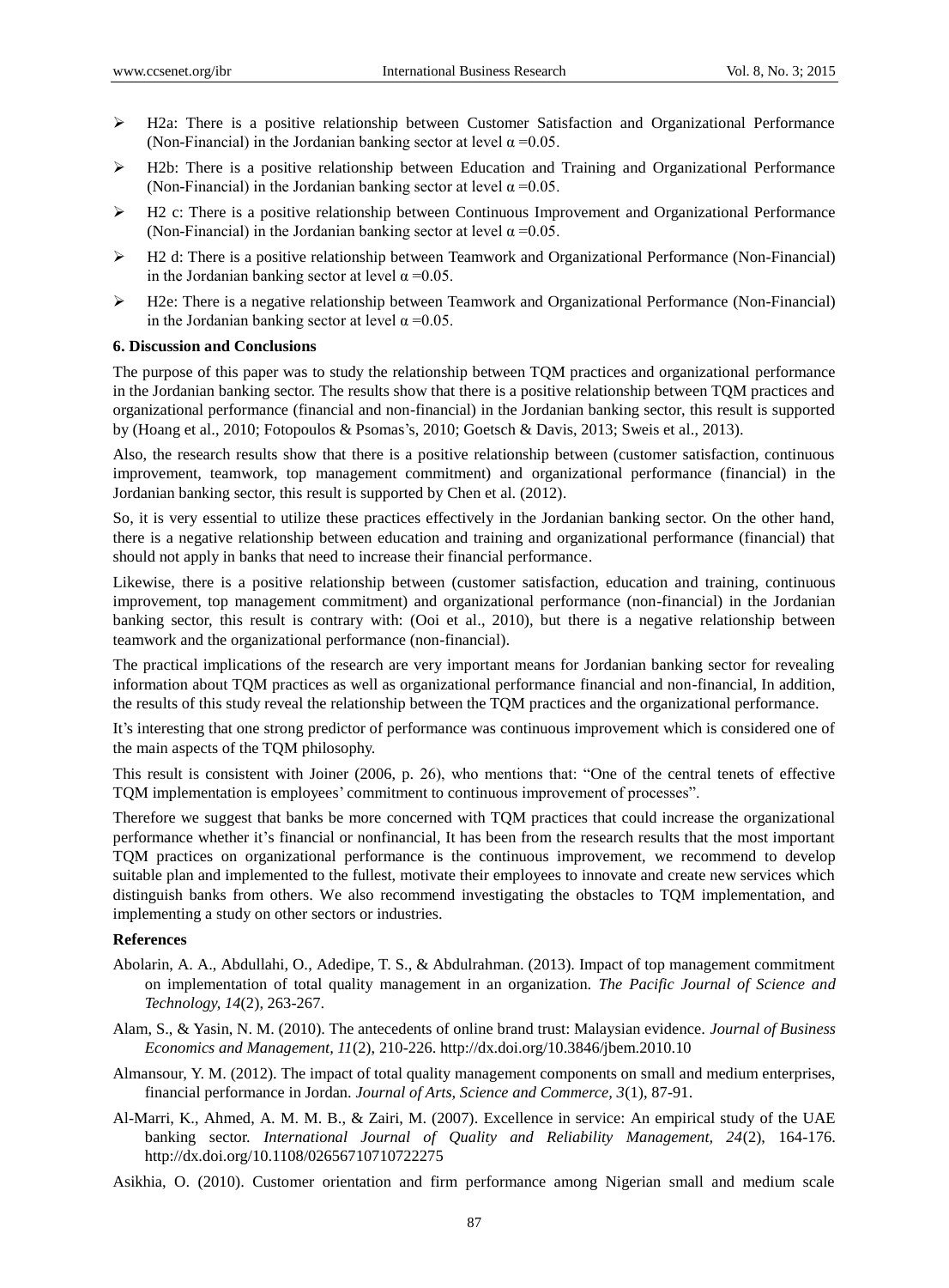- H2a: There is a positive relationship between Customer Satisfaction and Organizational Performance (Non-Financial) in the Jordanian banking sector at level $\alpha = 0.05$.
- H2b: There is a positive relationship between Education and Training and Organizational Performance (Non-Financial) in the Jordanian banking sector at level $\alpha = 0.05$.
- H2 c: There is a positive relationship between Continuous Improvement and Organizational Performance (Non-Financial) in the Jordanian banking sector at level $\alpha = 0.05$.
- H2 d: There is a positive relationship between Teamwork and Organizational Performance (Non-Financial) in the Jordanian banking sector at level $\alpha = 0.05$.
- H2e: There is a negative relationship between Teamwork and Organizational Performance (Non-Financial) in the Jordanian banking sector at level $\alpha = 0.05$.

### 6. Discussion and Conclusions

The purpose of this paper was to study the relationship between TQM practices and organizational performance in the Jordanian banking sector. The results show that there is a positive relationship between TQM practices and organizational performance (financial and non-financial) in the Jordanian banking sector, this result is supported by (Hoang et al., 2010; Fotopoulos & Psomas's, 2010; Goetsch & Davis, 2013; Sweis et al., 2013).

Also, the research results show that there is a positive relationship between (customer satisfaction, continuous improvement, teamwork, top management commitment) and organizational performance (financial) in the Jordanian banking sector, this result is supported by Chen et al. (2012).

So, it is very essential to utilize these practices effectively in the Jordanian banking sector. On the other hand, there is a negative relationship between education and training and organizational performance (financial) that should not apply in banks that need to increase their financial performance.

Likewise, there is a positive relationship between (customer satisfaction, education and training, continuous improvement, top management commitment) and organizational performance (non-financial) in the Jordanian banking sector, this result is contrary with: (Ooi et al., 2010), but there is a negative relationship between teamwork and the organizational performance (non-financial).

The practical implications of the research are very important means for Jordanian banking sector for revealing information about TQM practices as well as organizational performance financial and non-financial, In addition, the results of this study reveal the relationship between the TQM practices and the organizational performance.

It's interesting that one strong predictor of performance was continuous improvement which is considered one of the main aspects of the TQM philosophy.

This result is consistent with Joiner (2006, p. 26), who mentions that: "One of the central tenets of effective TQM implementation is employees' commitment to continuous improvement of processes".

Therefore we suggest that banks be more concerned with TQM practices that could increase the organizational performance whether it's financial or nonfinancial, It has been from the research results that the most important TQM practices on organizational performance is the continuous improvement, we recommend to develop suitable plan and implemented to the fullest, motivate their employees to innovate and create new services which distinguish banks from others. We also recommend investigating the obstacles to TQM implementation, and implementing a study on other sectors or industries.

### References

Abolarin, A. A., Abdullahi, O., Adedipe, T. S., & Abdulrahman. (2013). Impact of top management commitment on implementation of total quality management in an organization. *The Pacific Journal of Science and Technology, 14*(2), 263-267.

Alam, S., & Yasin, N. M. (2010). The antecedents of online brand trust: Malaysian evidence. *Journal of Business Economics and Management, 11*(2), 210-226. http://dx.doi.org/10.3846/jbem.2010.10

Almansour, Y. M. (2012). The impact of total quality management components on small and medium enterprises, financial performance in Jordan. *Journal of Arts, Science and Commerce, 3*(1), 87-91.

Al-Marri, K., Ahmed, A. M. M. B., & Zairi, M. (2007). Excellence in service: An empirical study of the UAE banking sector. *International Journal of Quality and Reliability Management, 24*(2), 164-176. http://dx.doi.org/10.1108/02656710710722275

Asikhia, O. (2010). Customer orientation and firm performance among Nigerian small and medium scale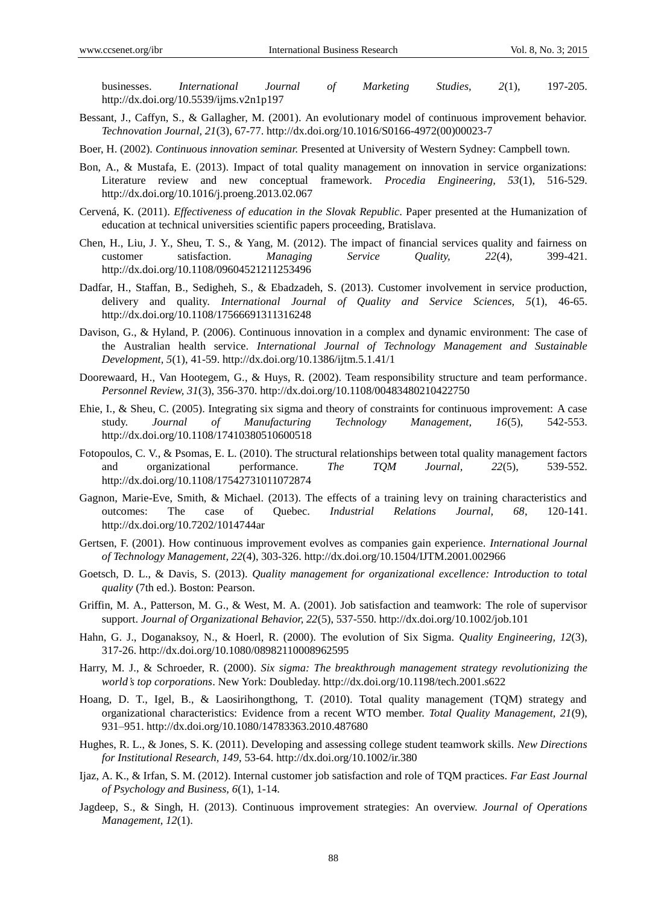businesses. *International Journal of Marketing Studies*, *2*(1), 197-205. http://dx.doi.org/10.5539/ijms.v2n1p197

Bessant, J., Caffyn, S., & Gallagher, M. (2001). An evolutionary model of continuous improvement behavior. *Technovation Journal, 21*(3), 67-77. http://dx.doi.org/10.1016/S0166-4972(00)00023-7

Boer, H. (2002). *Continuous innovation seminar.* Presented at University of Western Sydney: Campbell town.

Bon, A., & Mustafa, E. (2013). Impact of total quality management on innovation in service organizations: Literature review and new conceptual framework. *Procedia Engineering, 53*(1), 516-529. http://dx.doi.org/10.1016/j.proeng.2013.02.067

Cervená, K. (2011). *Effectiveness of education in the Slovak Republic*. Paper presented at the Humanization of education at technical universities scientific papers proceeding, Bratislava.

Chen, H., Liu, J. Y., Sheu, T. S., & Yang, M. (2012). The impact of financial services quality and fairness on customer satisfaction. *Managing Service Quality*, *22*(4), 399-421. http://dx.doi.org/10.1108/09604521211253496

Dadfar, H., Staffan, B., Sedigheh, S., & Ebadzadeh, S. (2013). Customer involvement in service production, delivery and quality. *International Journal of Quality and Service Sciences, 5*(1), 46-65. http://dx.doi.org/10.1108/17566691311316248

Davison, G., & Hyland, P. (2006). Continuous innovation in a complex and dynamic environment: The case of the Australian health service. *International Journal of Technology Management and Sustainable Development, 5*(1), 41-59. http://dx.doi.org/10.1386/ijtm.5.1.41/1

Doorewaard, H., Van Hootegem, G., & Huys, R. (2002). Team responsibility structure and team performance. *Personnel Review, 31*(3), 356-370. http://dx.doi.org/10.1108/00483480210422750

Ehie, I., & Sheu, C. (2005). Integrating six sigma and theory of constraints for continuous improvement: A case study. *Journal of Manufacturing Technology Management*, *16*(5), 542-553. http://dx.doi.org/10.1108/17410380510600518

Fotopoulos, C. V., & Psomas, E. L. (2010). The structural relationships between total quality management factors and organizational performance. *The TQM Journal*, *22*(5), 539-552. http://dx.doi.org/10.1108/17542731011072874

Gagnon, Marie-Eve, Smith, & Michael. (2013). The effects of a training levy on training characteristics and outcomes: The case of Quebec. *Industrial Relations Journal, 68*, 120-141. http://dx.doi.org/10.7202/1014744ar

Gertsen, F. (2001). How continuous improvement evolves as companies gain experience. *International Journal of Technology Management, 22*(4), 303-326. http://dx.doi.org/10.1504/IJTM.2001.002966

Goetsch, D. L., & Davis, S. (2013). *Quality management for organizational excellence: Introduction to total quality* (7th ed.). Boston: Pearson.

Griffin, M. A., Patterson, M. G., & West, M. A. (2001). Job satisfaction and teamwork: The role of supervisor support. *Journal of Organizational Behavior, 22*(5), 537-550. http://dx.doi.org/10.1002/job.101

Hahn, G. J., Doganaksoy, N., & Hoerl, R. (2000). The evolution of Six Sigma. *Quality Engineering, 12*(3), 317-26. http://dx.doi.org/10.1080/08982110008962595

Harry, M. J., & Schroeder, R. (2000). *Six sigma: The breakthrough management strategy revolutionizing the world's top corporations*. New York: Doubleday. http://dx.doi.org/10.1198/tech.2001.s622

Hoang, D. T., Igel, B., & Laosirihongthong, T. (2010). Total quality management (TQM) strategy and organizational characteristics: Evidence from a recent WTO member. *Total Quality Management, 21*(9), 931–951. http://dx.doi.org/10.1080/14783363.2010.487680

Hughes, R. L., & Jones, S. K. (2011). Developing and assessing college student teamwork skills. *New Directions for Institutional Research, 149*, 53-64. http://dx.doi.org/10.1002/ir.380

Ijaz, A. K., & Irfan, S. M. (2012). Internal customer job satisfaction and role of TQM practices. *Far East Journal of Psychology and Business, 6*(1), 1-14.

Jagdeep, S., & Singh, H. (2013). Continuous improvement strategies: An overview. *Journal of Operations Management, 12*(1).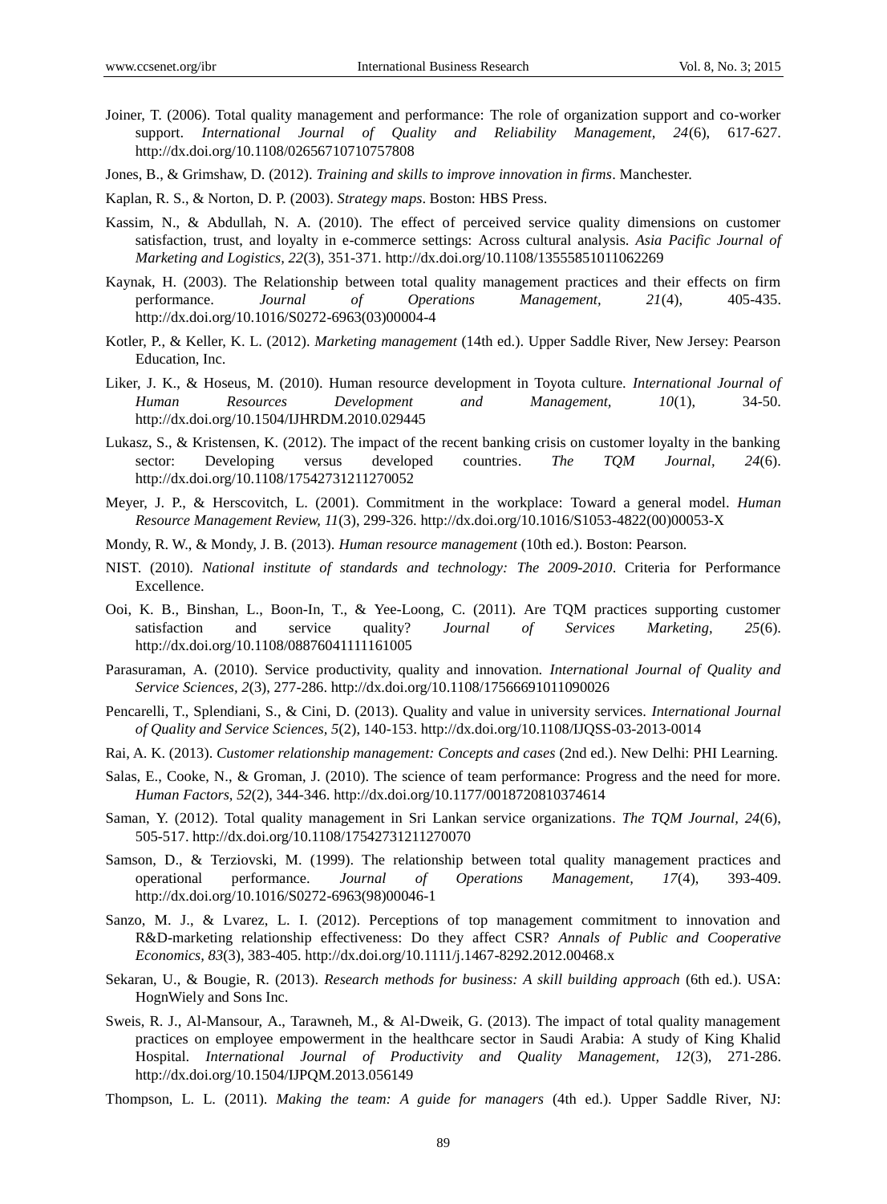Joiner, T. (2006). Total quality management and performance: The role of organization support and co-worker support. *International Journal of Quality and Reliability Management, 24*(6), 617-627. http://dx.doi.org/10.1108/02656710710757808

Jones, B., & Grimshaw, D. (2012). *Training and skills to improve innovation in firms*. Manchester.

Kaplan, R. S., & Norton, D. P. (2003). *Strategy maps*. Boston: HBS Press.

Kassim, N., & Abdullah, N. A. (2010). The effect of perceived service quality dimensions on customer satisfaction, trust, and loyalty in e-commerce settings: Across cultural analysis. *Asia Pacific Journal of Marketing and Logistics, 22*(3), 351-371. http://dx.doi.org/10.1108/13555851011062269

Kaynak, H. (2003). The Relationship between total quality management practices and their effects on firm performance. *Journal of Operations Management, 21*(4), 405-435. http://dx.doi.org/10.1016/S0272-6963(03)00004-4

Kotler, P., & Keller, K. L. (2012). *Marketing management* (14th ed.). Upper Saddle River, New Jersey: Pearson Education, Inc.

Liker, J. K., & Hoseus, M. (2010). Human resource development in Toyota culture. *International Journal of Human Resources Development and Management, 10*(1), 34-50. http://dx.doi.org/10.1504/IJHRDM.2010.029445

Lukasz, S., & Kristensen, K. (2012). The impact of the recent banking crisis on customer loyalty in the banking sector: Developing versus developed countries. *The TQM Journal, 24*(6). http://dx.doi.org/10.1108/17542731211270052

Meyer, J. P., & Herscovitch, L. (2001). Commitment in the workplace: Toward a general model. *Human Resource Management Review, 11*(3), 299-326. http://dx.doi.org/10.1016/S1053-4822(00)00053-X

Mondy, R. W., & Mondy, J. B. (2013). *Human resource management* (10th ed.). Boston: Pearson.

NIST. (2010). *National institute of standards and technology: The 2009-2010*. Criteria for Performance Excellence.

Ooi, K. B., Binshan, L., Boon-In, T., & Yee-Loong, C. (2011). Are TQM practices supporting customer satisfaction and service quality? *Journal of Services Marketing, 25*(6). http://dx.doi.org/10.1108/08876041111161005

Parasuraman, A. (2010). Service productivity, quality and innovation. *International Journal of Quality and Service Sciences, 2*(3), 277-286. http://dx.doi.org/10.1108/17566691011090026

Pencarelli, T., Splendiani, S., & Cini, D. (2013). Quality and value in university services. *International Journal of Quality and Service Sciences, 5*(2), 140-153. http://dx.doi.org/10.1108/IJQSS-03-2013-0014

Rai, A. K. (2013). *Customer relationship management: Concepts and cases* (2nd ed.). New Delhi: PHI Learning.

Salas, E., Cooke, N., & Groman, J. (2010). The science of team performance: Progress and the need for more. *Human Factors, 52*(2), 344-346. http://dx.doi.org/10.1177/0018720810374614

Saman, Y. (2012). Total quality management in Sri Lankan service organizations. *The TQM Journal, 24*(6), 505-517. http://dx.doi.org/10.1108/17542731211270070

Samson, D., & Terziovski, M. (1999). The relationship between total quality management practices and operational performance. *Journal of Operations Management, 17*(4), 393-409. http://dx.doi.org/10.1016/S0272-6963(98)00046-1

Sanzo, M. J., & Lvarez, L. I. (2012). Perceptions of top management commitment to innovation and R&D-marketing relationship effectiveness: Do they affect CSR? *Annals of Public and Cooperative Economics, 83*(3), 383-405. http://dx.doi.org/10.1111/j.1467-8292.2012.00468.x

Sekaran, U., & Bougie, R. (2013). *Research methods for business: A skill building approach* (6th ed.). USA: HognWiely and Sons Inc.

Sweis, R. J., Al-Mansour, A., Tarawneh, M., & Al-Dweik, G. (2013). The impact of total quality management practices on employee empowerment in the healthcare sector in Saudi Arabia: A study of King Khalid Hospital. *International Journal of Productivity and Quality Management, 12*(3), 271-286. http://dx.doi.org/10.1504/IJPQM.2013.056149

Thompson, L. L. (2011). *Making the team: A guide for managers* (4th ed.). Upper Saddle River, NJ: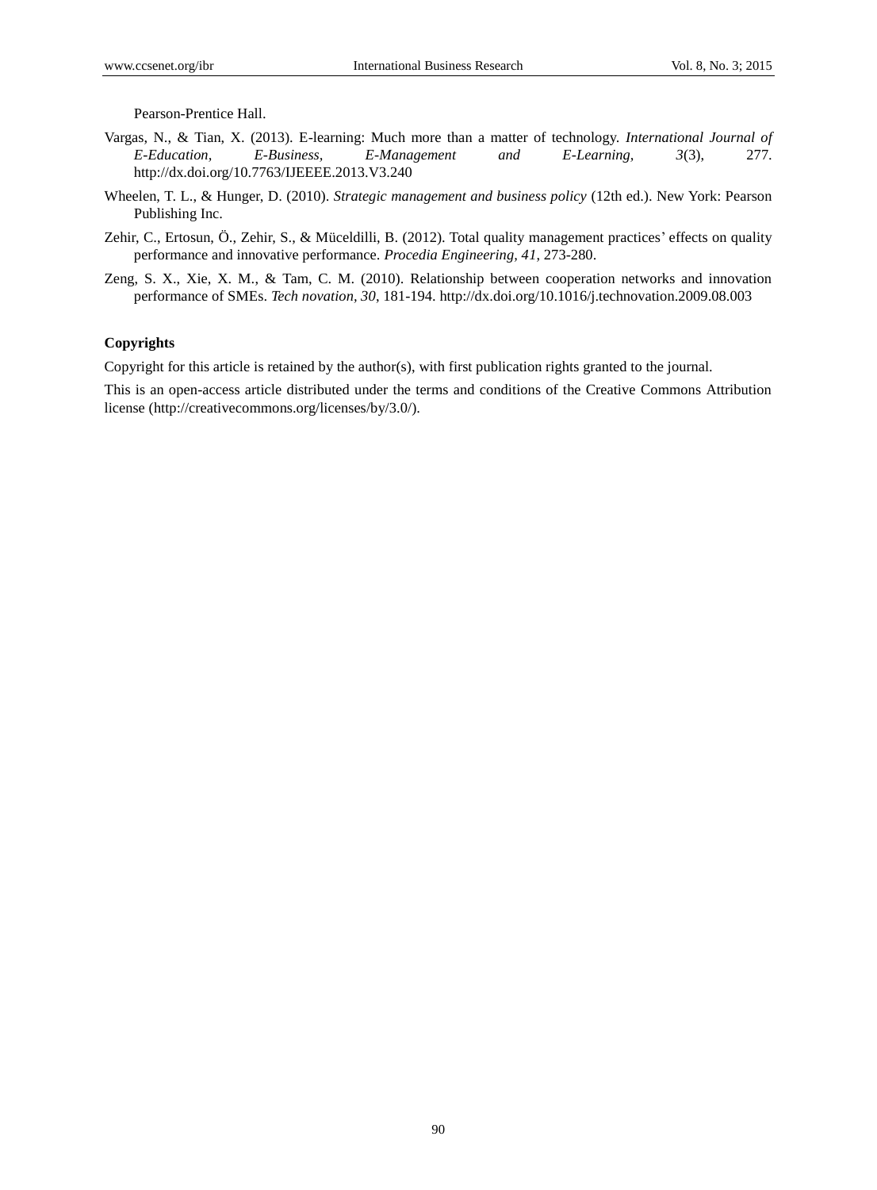Pearson-Prentice Hall.

Vargas, N., & Tian, X. (2013). E-learning: Much more than a matter of technology. *International Journal of E-Education, E-Business, E-Management and E-Learning, 3*(3), 277. http://dx.doi.org/10.7763/IJEEEE.2013.V3.240

Wheelen, T. L., & Hunger, D. (2010). *Strategic management and business policy* (12th ed.). New York: Pearson Publishing Inc.

Zehir, C., Ertosun, Ö., Zehir, S., & Müceldilli, B. (2012). Total quality management practices' effects on quality performance and innovative performance. *Procedia Engineering, 41*, 273-280.

Zeng, S. X., Xie, X. M., & Tam, C. M. (2010). Relationship between cooperation networks and innovation performance of SMEs. *Tech novation, 30*, 181-194. http://dx.doi.org/10.1016/j.technovation.2009.08.003

### Copyrights

Copyright for this article is retained by the author(s), with first publication rights granted to the journal.

This is an open-access article distributed under the terms and conditions of the Creative Commons Attribution license (http://creativecommons.org/licenses/by/3.0/).